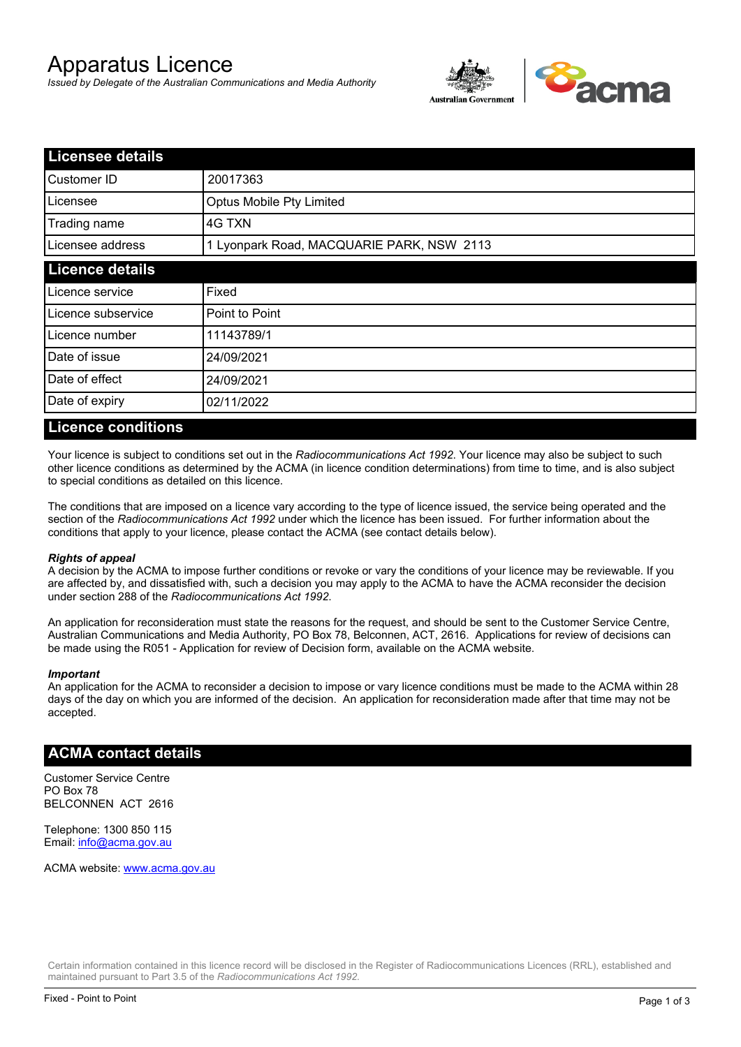# Apparatus Licence

*Issued by Delegate of the Australian Communications and Media Authority*

| Licensee details | |
|---|---|
| Customer ID | 20017363 |
| Licensee | Optus Mobile Pty Limited |
| Trading name | 4G TXN |
| Licensee address | 1 Lyonpark Road, MACQUARIE PARK, NSW 2113 |

| Licence details | |
|---|---|
| Licence service | Fixed |
| Licence subservice | Point to Point |
| Licence number | 11143789/1 |
| Date of issue | 24/09/2021 |
| Date of effect | 24/09/2021 |
| Date of expiry | 02/11/2022 |

## Licence conditions

Your licence is subject to conditions set out in the *Radiocommunications Act 1992*. Your licence may also be subject to such other licence conditions as determined by the ACMA (in licence condition determinations) from time to time, and is also subject to special conditions as detailed on this licence.

The conditions that are imposed on a licence vary according to the type of licence issued, the service being operated and the section of the *Radiocommunications Act 1992* under which the licence has been issued. For further information about the conditions that apply to your licence, please contact the ACMA (see contact details below).

***Rights of appeal***

A decision by the ACMA to impose further conditions or revoke or vary the conditions of your licence may be reviewable. If you are affected by, and dissatisfied with, such a decision you may apply to the ACMA to have the ACMA reconsider the decision under section 288 of the *Radiocommunications Act 1992*.

An application for reconsideration must state the reasons for the request, and should be sent to the Customer Service Centre, Australian Communications and Media Authority, PO Box 78, Belconnen, ACT, 2616. Applications for review of decisions can be made using the R051 - Application for review of Decision form, available on the ACMA website.

***Important***

An application for the ACMA to reconsider a decision to impose or vary licence conditions must be made to the ACMA within 28 days of the day on which you are informed of the decision. An application for reconsideration made after that time may not be accepted.

## ACMA contact details

Customer Service Centre
PO Box 78
BELCONNEN ACT 2616

Telephone: 1300 850 115
Email: info@acma.gov.au

ACMA website: www.acma.gov.au

Certain information contained in this licence record will be disclosed in the Register of Radiocommunications Licences (RRL), established and maintained pursuant to Part 3.5 of the *Radiocommunications Act 1992.*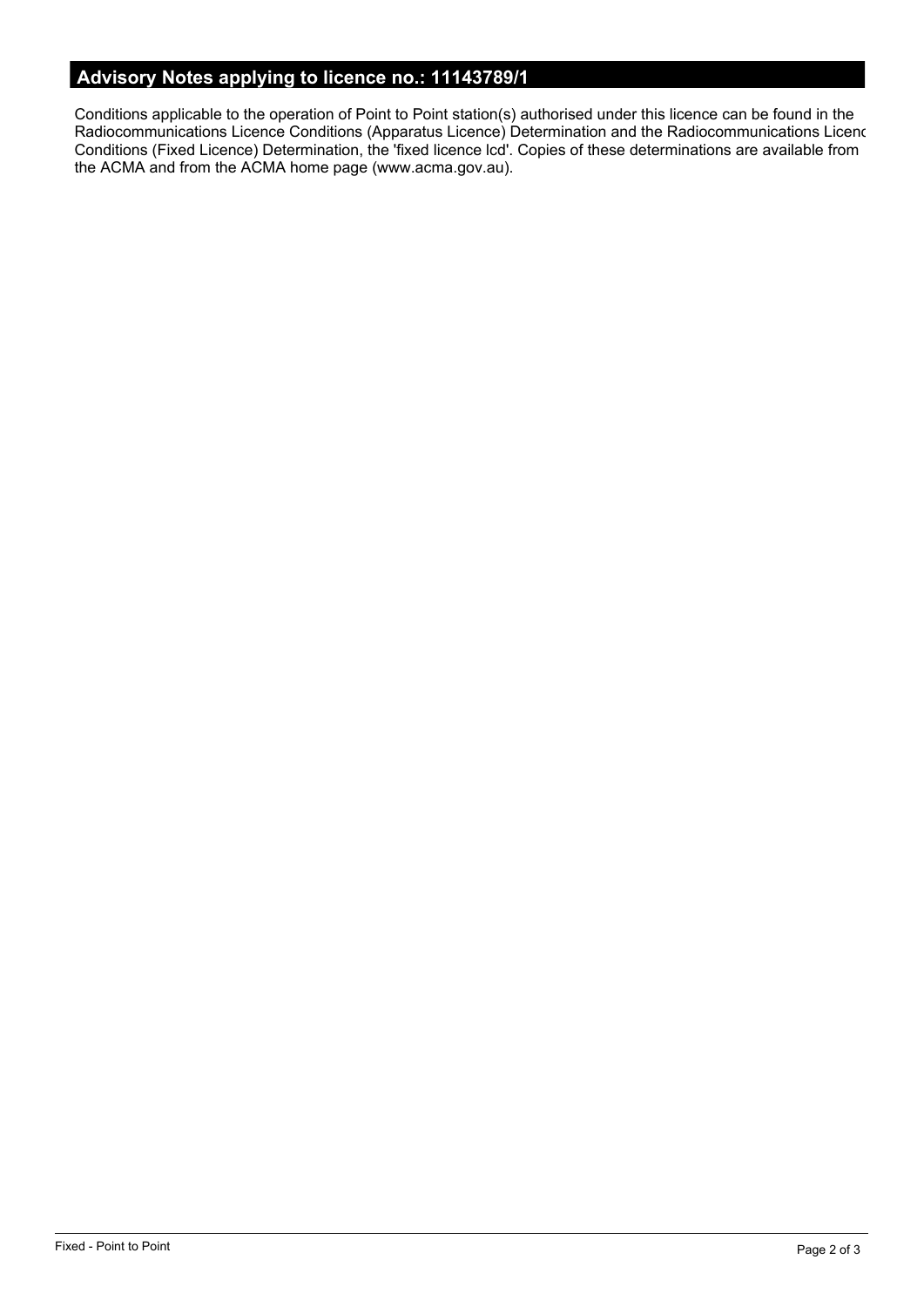## Advisory Notes applying to licence no.: 11143789/1

Conditions applicable to the operation of Point to Point station(s) authorised under this licence can be found in the Radiocommunications Licence Conditions (Apparatus Licence) Determination and the Radiocommunications Licenc Conditions (Fixed Licence) Determination, the 'fixed licence lcd'. Copies of these determinations are available from the ACMA and from the ACMA home page (www.acma.gov.au).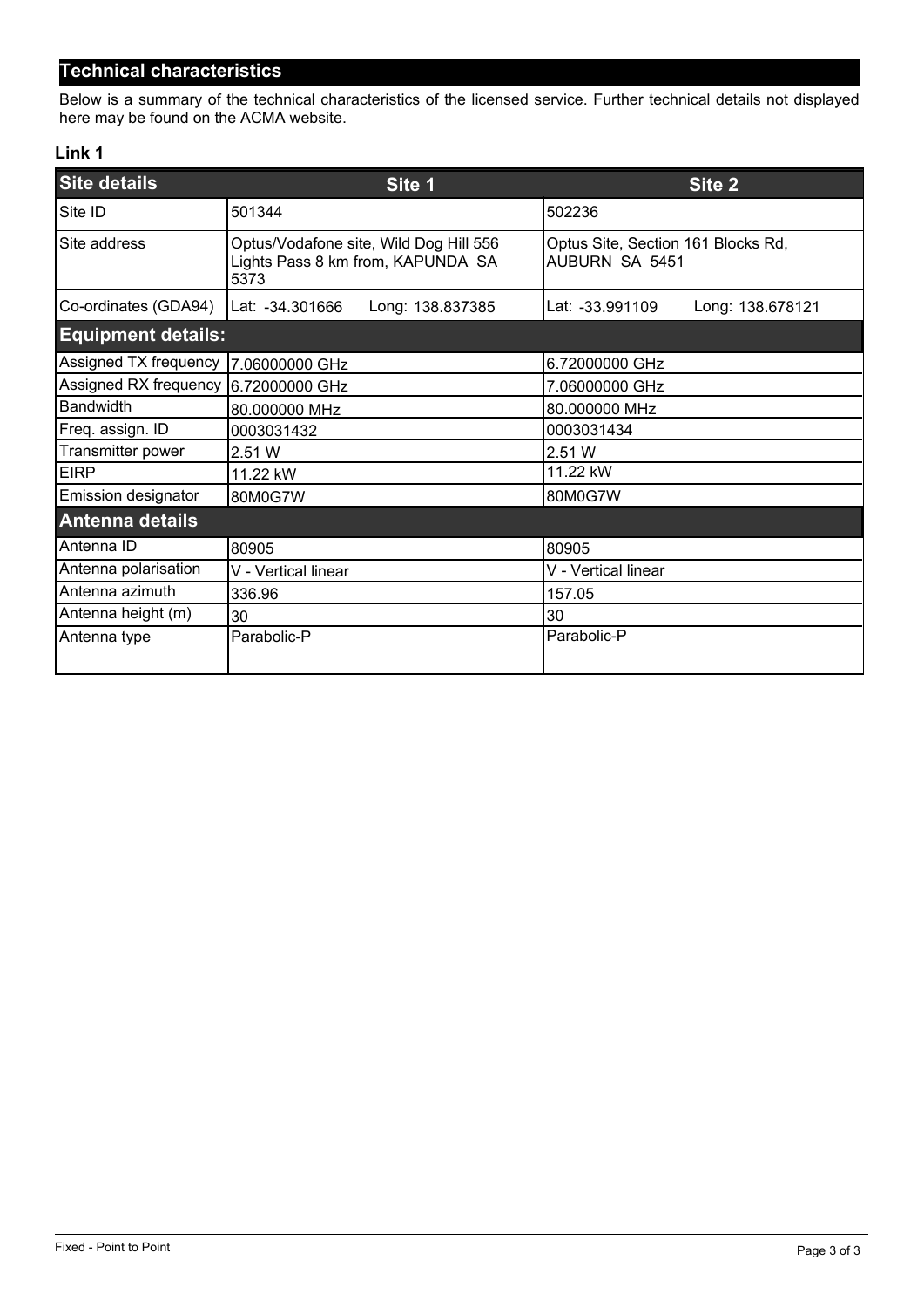## Technical characteristics

Below is a summary of the technical characteristics of the licensed service. Further technical details not displayed here may be found on the ACMA website.

### Link 1

| Site details | Site 1 | Site 2 |
|---|---|---|
| Site ID | 501344 | 502236 |
| Site address | Optus/Vodafone site, Wild Dog Hill 556 Lights Pass 8 km from, KAPUNDA SA 5373 | Optus Site, Section 161 Blocks Rd, AUBURN SA 5451 |
| Co-ordinates (GDA94) | Lat: -34.301666 Long: 138.837385 | Lat: -33.991109 Long: 138.678121 |
| **Equipment details:** | | |
| Assigned TX frequency | 7.06000000 GHz | 6.72000000 GHz |
| Assigned RX frequency | 6.72000000 GHz | 7.06000000 GHz |
| Bandwidth | 80.000000 MHz | 80.000000 MHz |
| Freq. assign. ID | 0003031432 | 0003031434 |
| Transmitter power | 2.51 W | 2.51 W |
| EIRP | 11.22 kW | 11.22 kW |
| Emission designator | 80M0G7W | 80M0G7W |
| **Antenna details** | | |
| Antenna ID | 80905 | 80905 |
| Antenna polarisation | V - Vertical linear | V - Vertical linear |
| Antenna azimuth | 336.96 | 157.05 |
| Antenna height (m) | 30 | 30 |
| Antenna type | Parabolic-P | Parabolic-P |

Fixed - Point to Point